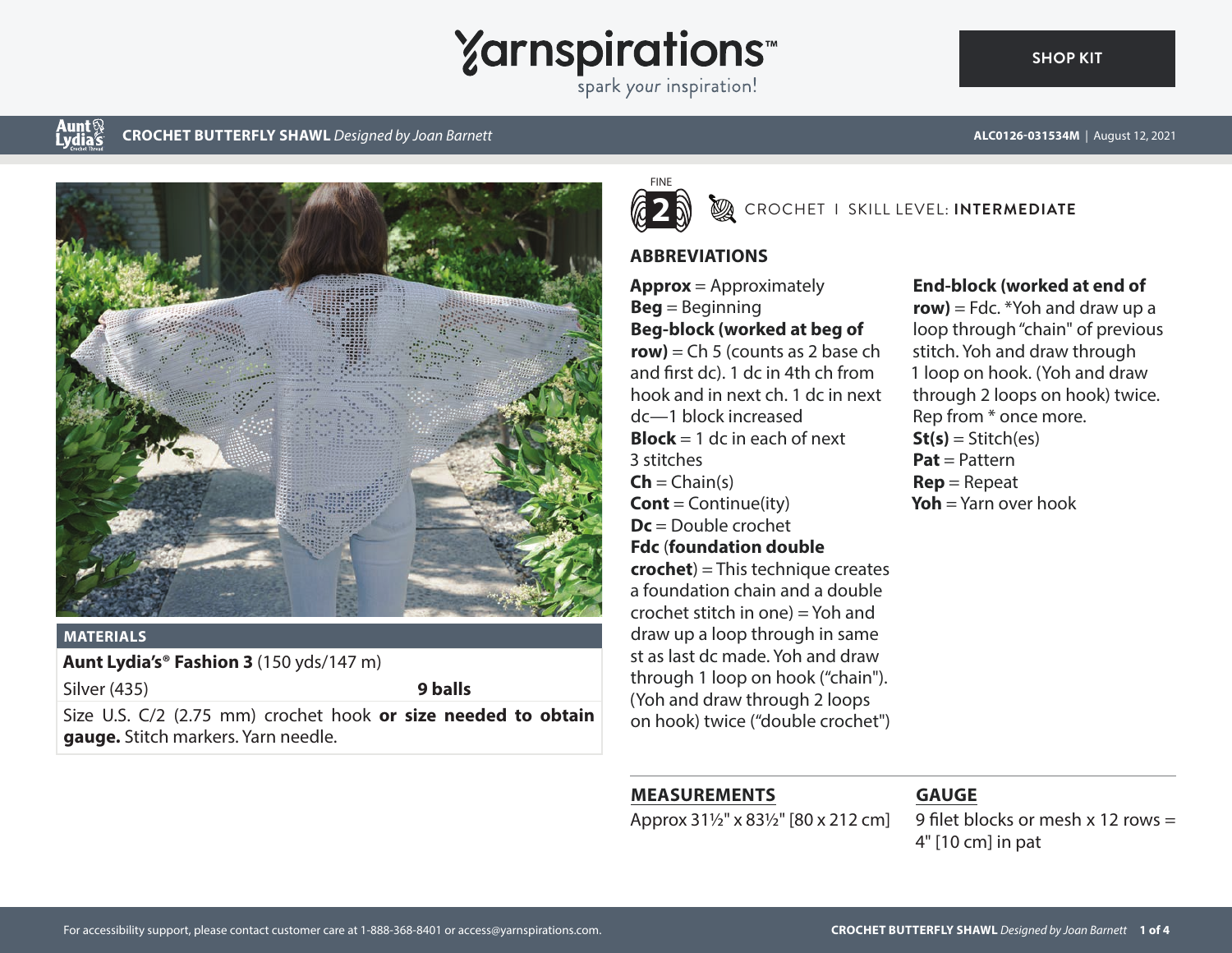Yarnspirations™ spark your inspiration!

SHOP KIT

# CROCHET BUTTERFLY SHAWL *Designed by Joan Barnett*

ALC0126-031534M | August 12, 2021

FINE 2

CROCHET I SKILL LEVEL: **INTERMEDIATE**

## MATERIALS

**Aunt Lydia's® Fashion 3** (150 yds/147 m)

| | |
|---|---|
| Silver (435) | **9 balls** |

Size U.S. C/2 (2.75 mm) crochet hook **or size needed to obtain gauge.** Stitch markers. Yarn needle.

## ABBREVIATIONS

**Approx** = Approximately
**Beg** = Beginning
**Beg-block (worked at beg of row)** = Ch 5 (counts as 2 base ch and first dc). 1 dc in 4th ch from hook and in next ch. 1 dc in next dc—1 block increased
**Block** = 1 dc in each of next 3 stitches
**Ch** = Chain(s)
**Cont** = Continue(ity)
**Dc** = Double crochet
**Fdc** (**foundation double crochet**) = This technique creates a foundation chain and a double crochet stitch in one) = Yoh and draw up a loop through in same st as last dc made. Yoh and draw through 1 loop on hook ("chain"). (Yoh and draw through 2 loops on hook) twice ("double crochet")
**End-block (worked at end of row)** = Fdc. *Yoh and draw up a loop through "chain" of previous stitch. Yoh and draw through 1 loop on hook. (Yoh and draw through 2 loops on hook) twice. Rep from * once more.
**St(s)** = Stitch(es)
**Pat** = Pattern
**Rep** = Repeat
**Yoh** = Yarn over hook

## MEASUREMENTS

Approx 31½" x 83½" [80 x 212 cm]

## GAUGE

9 filet blocks or mesh x 12 rows = 4" [10 cm] in pat

For accessibility support, please contact customer care at 1-888-368-8401 or access@yarnspirations.com.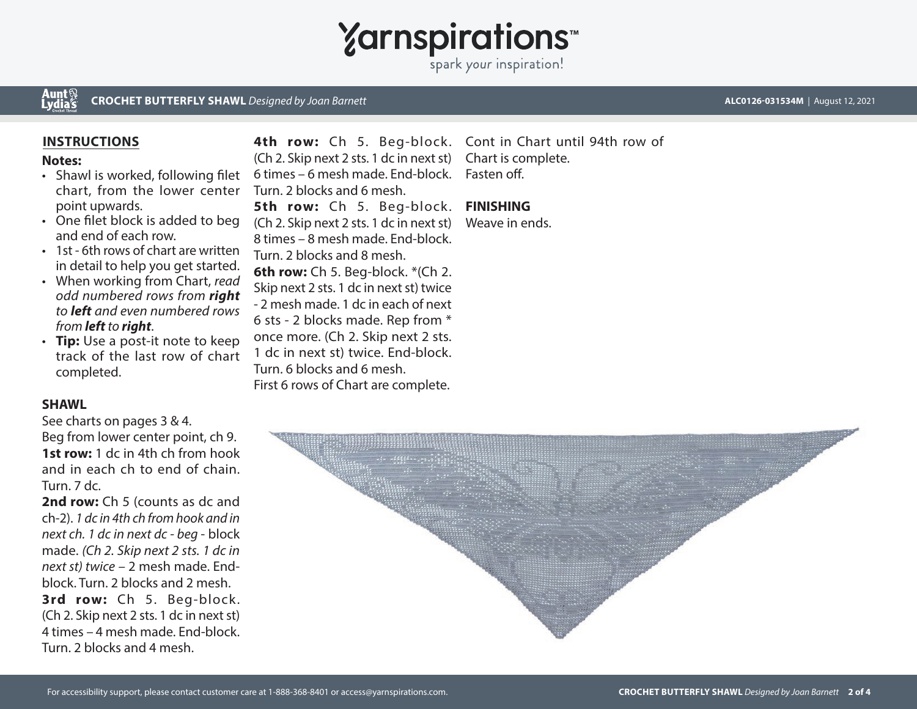## INSTRUCTIONS

**Notes:**

- Shawl is worked, following filet chart, from the lower center point upwards.
- One filet block is added to beg and end of each row.
- 1st - 6th rows of chart are written in detail to help you get started.
- When working from Chart, *read odd numbered rows from **right** to **left** and even numbered rows from **left** to **right**.*
- **Tip:** Use a post-it note to keep track of the last row of chart completed.

## SHAWL

See charts on pages 3 & 4.

Beg from lower center point, ch 9.

**1st row:** 1 dc in 4th ch from hook and in each ch to end of chain. Turn. 7 dc.

**2nd row:** Ch 5 (counts as dc and ch-2). *1 dc in 4th ch from hook and in next ch. 1 dc in next dc - beg* - block made. *(Ch 2. Skip next 2 sts. 1 dc in next st) twice* – 2 mesh made. End-block. Turn. 2 blocks and 2 mesh.

**3rd row:** Ch 5. Beg-block. (Ch 2. Skip next 2 sts. 1 dc in next st) 4 times – 4 mesh made. End-block. Turn. 2 blocks and 4 mesh.

**4th row:** Ch 5. Beg-block. (Ch 2. Skip next 2 sts. 1 dc in next st) 6 times – 6 mesh made. End-block. Turn. 2 blocks and 6 mesh.

**5th row:** Ch 5. Beg-block. (Ch 2. Skip next 2 sts. 1 dc in next st) 8 times – 8 mesh made. End-block. Turn. 2 blocks and 8 mesh.

**6th row:** Ch 5. Beg-block. *(Ch 2. Skip next 2 sts. 1 dc in next st) twice - 2 mesh made. 1 dc in each of next 6 sts - 2 blocks made. Rep from * once more. (Ch 2. Skip next 2 sts. 1 dc in next st) twice. End-block. Turn. 6 blocks and 6 mesh.

First 6 rows of Chart are complete.

Cont in Chart until 94th row of Chart is complete.

Fasten off.

## FINISHING

Weave in ends.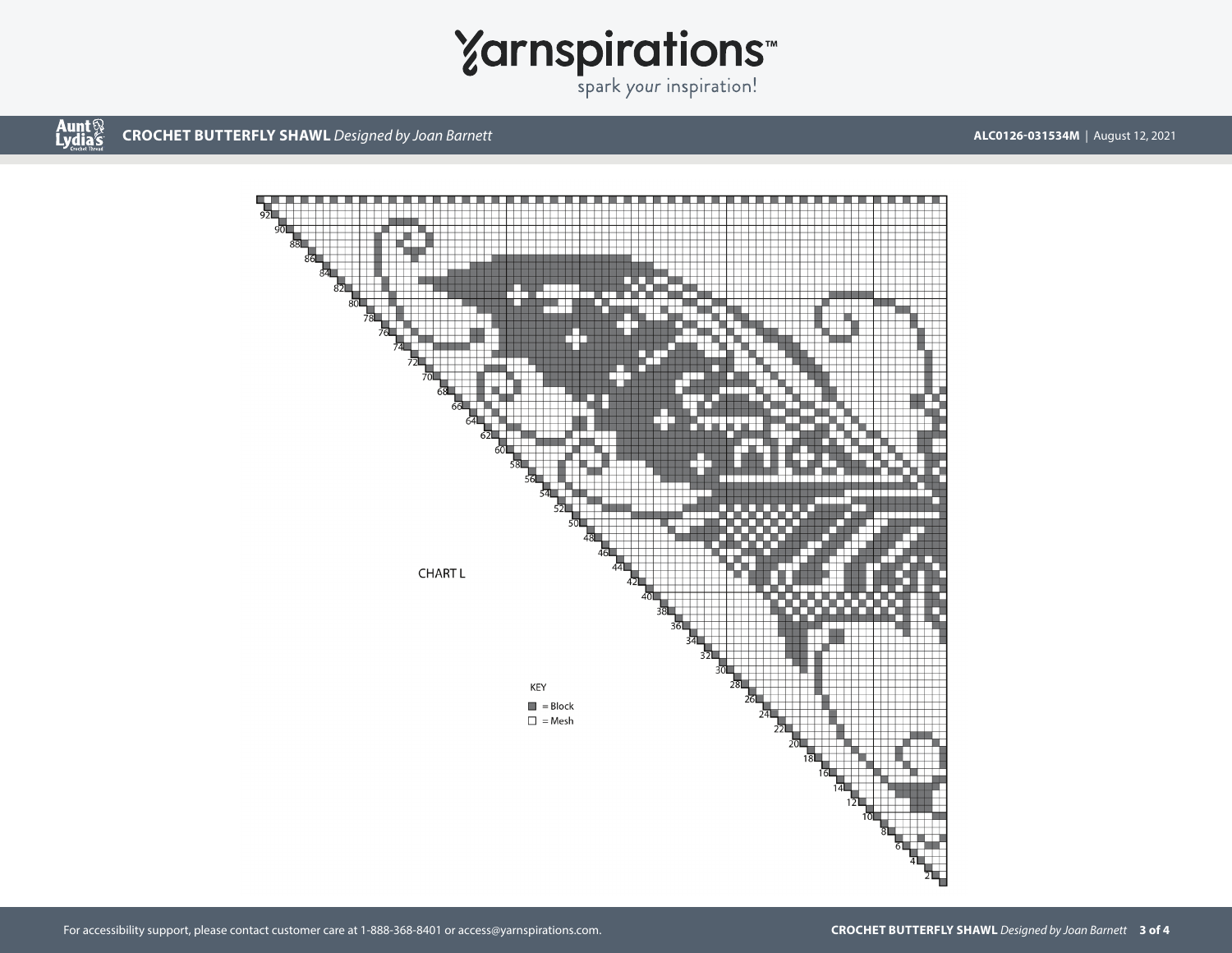CHART L

92
90
88
86
84
82
80
78
76
74
72
70
68
66
64
62
60
58
56
54
52
50
48
46
44
42
40
38
36
34
32
30
28
26
24
22
20
18
16
14
12
10
8
6
4
2

KEY

■ = Block

□ = Mesh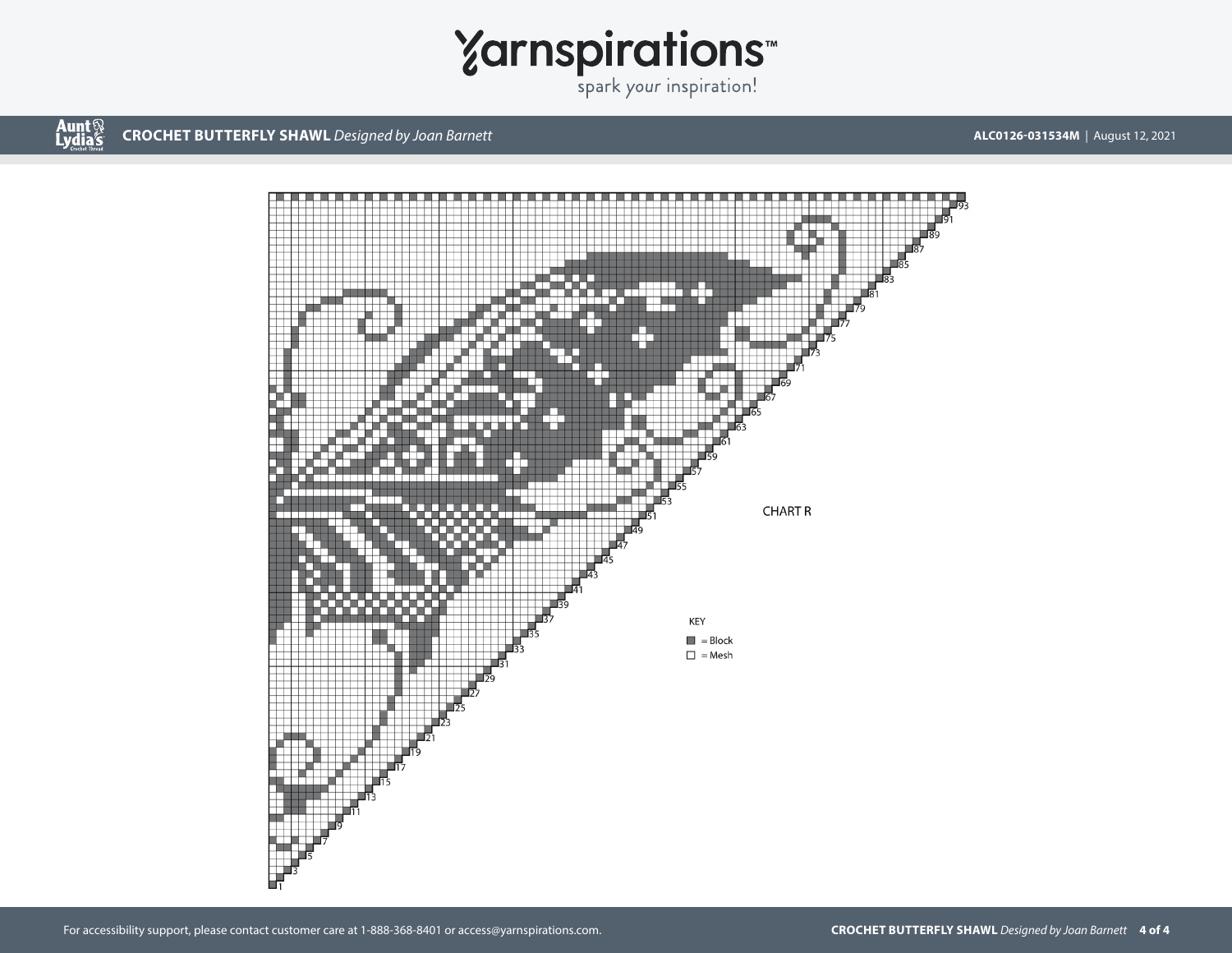CHART R

1
3
5
7
9
11
13
15
17
19
21
23
25
27
29
31
33
35
37
39
41
43
45
47
49
51
53
55
57
59
61
63
65
67
69
71
73
75
77
79
81
83
85
87
89
91
93

KEY

= Block

= Mesh